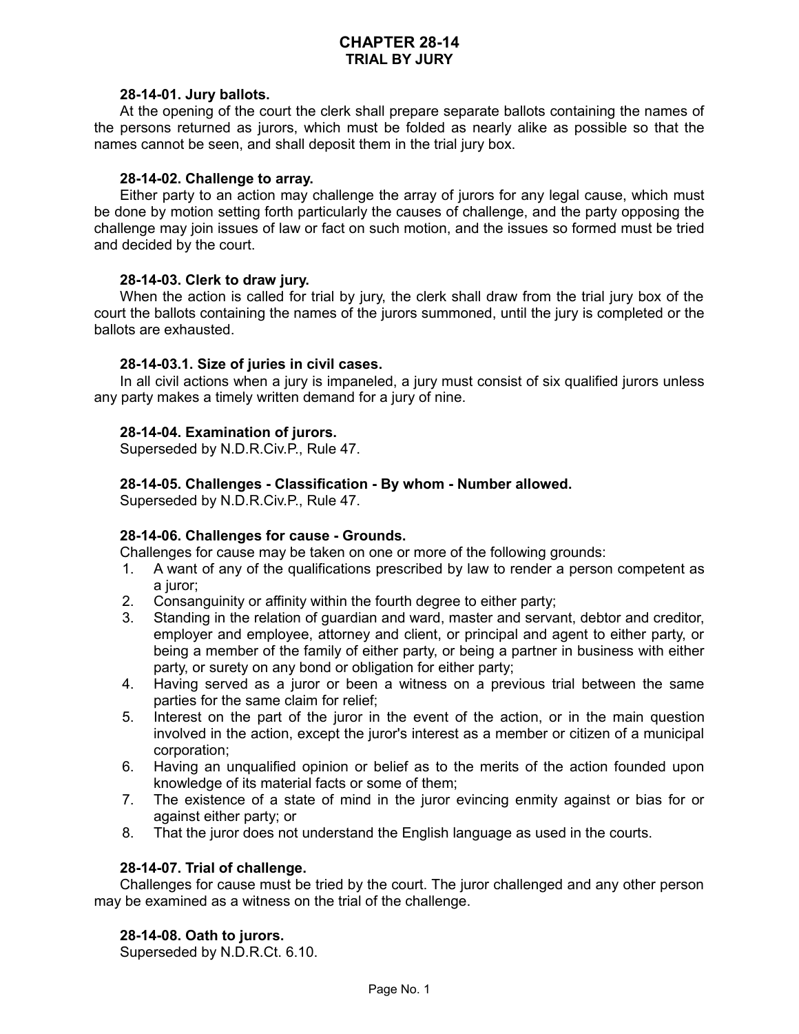# CHAPTER 28-14
## TRIAL BY JURY

**28-14-01. Jury ballots.**

At the opening of the court the clerk shall prepare separate ballots containing the names of the persons returned as jurors, which must be folded as nearly alike as possible so that the names cannot be seen, and shall deposit them in the trial jury box.

**28-14-02. Challenge to array.**

Either party to an action may challenge the array of jurors for any legal cause, which must be done by motion setting forth particularly the causes of challenge, and the party opposing the challenge may join issues of law or fact on such motion, and the issues so formed must be tried and decided by the court.

**28-14-03. Clerk to draw jury.**

When the action is called for trial by jury, the clerk shall draw from the trial jury box of the court the ballots containing the names of the jurors summoned, until the jury is completed or the ballots are exhausted.

**28-14-03.1. Size of juries in civil cases.**

In all civil actions when a jury is impaneled, a jury must consist of six qualified jurors unless any party makes a timely written demand for a jury of nine.

**28-14-04. Examination of jurors.**

Superseded by N.D.R.Civ.P., Rule 47.

**28-14-05. Challenges - Classification - By whom - Number allowed.**

Superseded by N.D.R.Civ.P., Rule 47.

**28-14-06. Challenges for cause - Grounds.**

Challenges for cause may be taken on one or more of the following grounds:

1. A want of any of the qualifications prescribed by law to render a person competent as a juror;
2. Consanguinity or affinity within the fourth degree to either party;
3. Standing in the relation of guardian and ward, master and servant, debtor and creditor, employer and employee, attorney and client, or principal and agent to either party, or being a member of the family of either party, or being a partner in business with either party, or surety on any bond or obligation for either party;
4. Having served as a juror or been a witness on a previous trial between the same parties for the same claim for relief;
5. Interest on the part of the juror in the event of the action, or in the main question involved in the action, except the juror's interest as a member or citizen of a municipal corporation;
6. Having an unqualified opinion or belief as to the merits of the action founded upon knowledge of its material facts or some of them;
7. The existence of a state of mind in the juror evincing enmity against or bias for or against either party; or
8. That the juror does not understand the English language as used in the courts.

**28-14-07. Trial of challenge.**

Challenges for cause must be tried by the court. The juror challenged and any other person may be examined as a witness on the trial of the challenge.

**28-14-08. Oath to jurors.**

Superseded by N.D.R.Ct. 6.10.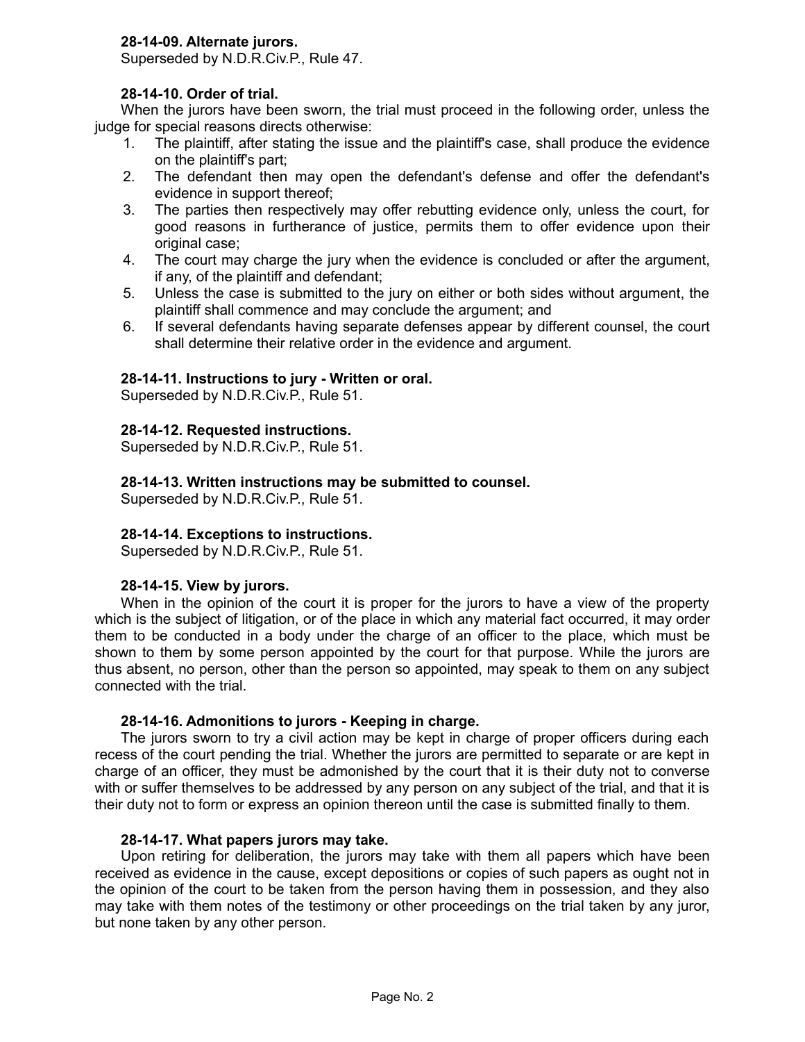**28-14-09. Alternate jurors.**

Superseded by N.D.R.Civ.P., Rule 47.

**28-14-10. Order of trial.**

When the jurors have been sworn, the trial must proceed in the following order, unless the judge for special reasons directs otherwise:

1. The plaintiff, after stating the issue and the plaintiff's case, shall produce the evidence on the plaintiff's part;
2. The defendant then may open the defendant's defense and offer the defendant's evidence in support thereof;
3. The parties then respectively may offer rebutting evidence only, unless the court, for good reasons in furtherance of justice, permits them to offer evidence upon their original case;
4. The court may charge the jury when the evidence is concluded or after the argument, if any, of the plaintiff and defendant;
5. Unless the case is submitted to the jury on either or both sides without argument, the plaintiff shall commence and may conclude the argument; and
6. If several defendants having separate defenses appear by different counsel, the court shall determine their relative order in the evidence and argument.

**28-14-11. Instructions to jury - Written or oral.**

Superseded by N.D.R.Civ.P., Rule 51.

**28-14-12. Requested instructions.**

Superseded by N.D.R.Civ.P., Rule 51.

**28-14-13. Written instructions may be submitted to counsel.**

Superseded by N.D.R.Civ.P., Rule 51.

**28-14-14. Exceptions to instructions.**

Superseded by N.D.R.Civ.P., Rule 51.

**28-14-15. View by jurors.**

When in the opinion of the court it is proper for the jurors to have a view of the property which is the subject of litigation, or of the place in which any material fact occurred, it may order them to be conducted in a body under the charge of an officer to the place, which must be shown to them by some person appointed by the court for that purpose. While the jurors are thus absent, no person, other than the person so appointed, may speak to them on any subject connected with the trial.

**28-14-16. Admonitions to jurors - Keeping in charge.**

The jurors sworn to try a civil action may be kept in charge of proper officers during each recess of the court pending the trial. Whether the jurors are permitted to separate or are kept in charge of an officer, they must be admonished by the court that it is their duty not to converse with or suffer themselves to be addressed by any person on any subject of the trial, and that it is their duty not to form or express an opinion thereon until the case is submitted finally to them.

**28-14-17. What papers jurors may take.**

Upon retiring for deliberation, the jurors may take with them all papers which have been received as evidence in the cause, except depositions or copies of such papers as ought not in the opinion of the court to be taken from the person having them in possession, and they also may take with them notes of the testimony or other proceedings on the trial taken by any juror, but none taken by any other person.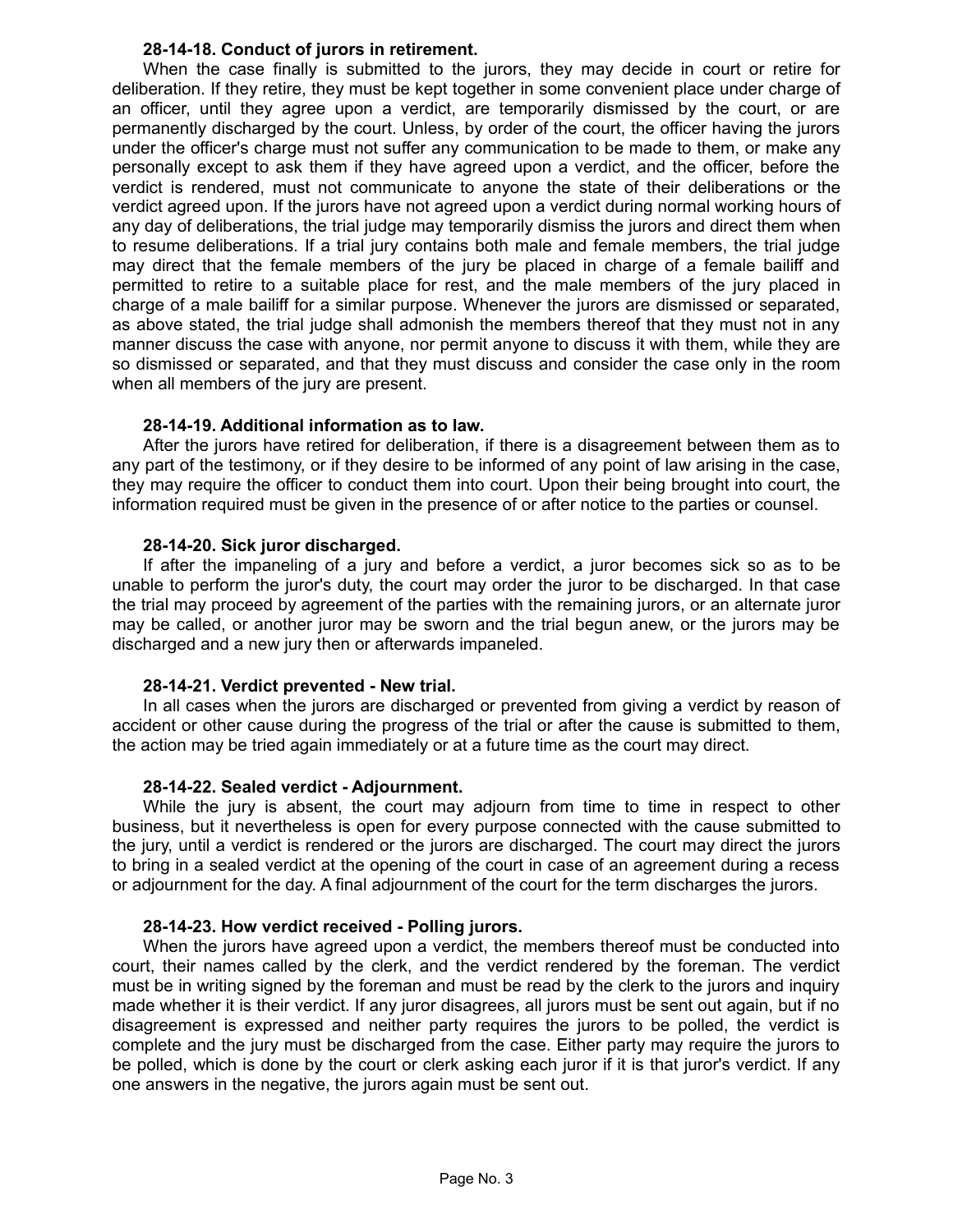**28-14-18. Conduct of jurors in retirement.**

When the case finally is submitted to the jurors, they may decide in court or retire for deliberation. If they retire, they must be kept together in some convenient place under charge of an officer, until they agree upon a verdict, are temporarily dismissed by the court, or are permanently discharged by the court. Unless, by order of the court, the officer having the jurors under the officer's charge must not suffer any communication to be made to them, or make any personally except to ask them if they have agreed upon a verdict, and the officer, before the verdict is rendered, must not communicate to anyone the state of their deliberations or the verdict agreed upon. If the jurors have not agreed upon a verdict during normal working hours of any day of deliberations, the trial judge may temporarily dismiss the jurors and direct them when to resume deliberations. If a trial jury contains both male and female members, the trial judge may direct that the female members of the jury be placed in charge of a female bailiff and permitted to retire to a suitable place for rest, and the male members of the jury placed in charge of a male bailiff for a similar purpose. Whenever the jurors are dismissed or separated, as above stated, the trial judge shall admonish the members thereof that they must not in any manner discuss the case with anyone, nor permit anyone to discuss it with them, while they are so dismissed or separated, and that they must discuss and consider the case only in the room when all members of the jury are present.

**28-14-19. Additional information as to law.**

After the jurors have retired for deliberation, if there is a disagreement between them as to any part of the testimony, or if they desire to be informed of any point of law arising in the case, they may require the officer to conduct them into court. Upon their being brought into court, the information required must be given in the presence of or after notice to the parties or counsel.

**28-14-20. Sick juror discharged.**

If after the impaneling of a jury and before a verdict, a juror becomes sick so as to be unable to perform the juror's duty, the court may order the juror to be discharged. In that case the trial may proceed by agreement of the parties with the remaining jurors, or an alternate juror may be called, or another juror may be sworn and the trial begun anew, or the jurors may be discharged and a new jury then or afterwards impaneled.

**28-14-21. Verdict prevented - New trial.**

In all cases when the jurors are discharged or prevented from giving a verdict by reason of accident or other cause during the progress of the trial or after the cause is submitted to them, the action may be tried again immediately or at a future time as the court may direct.

**28-14-22. Sealed verdict - Adjournment.**

While the jury is absent, the court may adjourn from time to time in respect to other business, but it nevertheless is open for every purpose connected with the cause submitted to the jury, until a verdict is rendered or the jurors are discharged. The court may direct the jurors to bring in a sealed verdict at the opening of the court in case of an agreement during a recess or adjournment for the day. A final adjournment of the court for the term discharges the jurors.

**28-14-23. How verdict received - Polling jurors.**

When the jurors have agreed upon a verdict, the members thereof must be conducted into court, their names called by the clerk, and the verdict rendered by the foreman. The verdict must be in writing signed by the foreman and must be read by the clerk to the jurors and inquiry made whether it is their verdict. If any juror disagrees, all jurors must be sent out again, but if no disagreement is expressed and neither party requires the jurors to be polled, the verdict is complete and the jury must be discharged from the case. Either party may require the jurors to be polled, which is done by the court or clerk asking each juror if it is that juror's verdict. If any one answers in the negative, the jurors again must be sent out.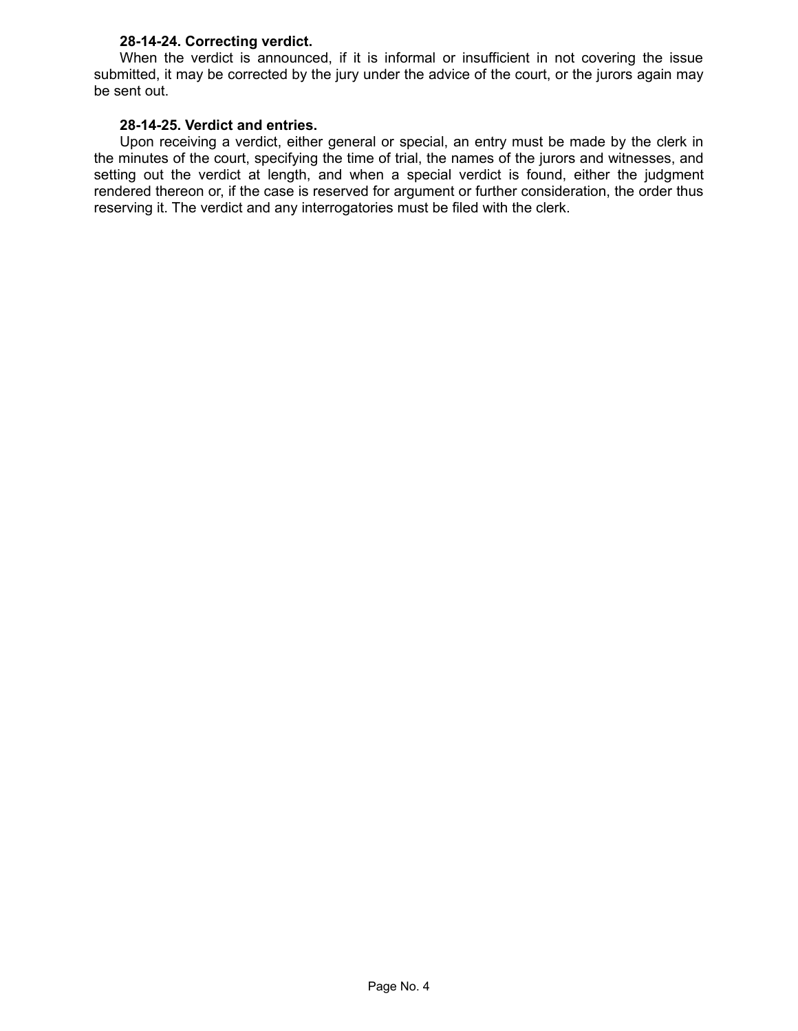**28-14-24. Correcting verdict.**

When the verdict is announced, if it is informal or insufficient in not covering the issue submitted, it may be corrected by the jury under the advice of the court, or the jurors again may be sent out.

**28-14-25. Verdict and entries.**

Upon receiving a verdict, either general or special, an entry must be made by the clerk in the minutes of the court, specifying the time of trial, the names of the jurors and witnesses, and setting out the verdict at length, and when a special verdict is found, either the judgment rendered thereon or, if the case is reserved for argument or further consideration, the order thus reserving it. The verdict and any interrogatories must be filed with the clerk.